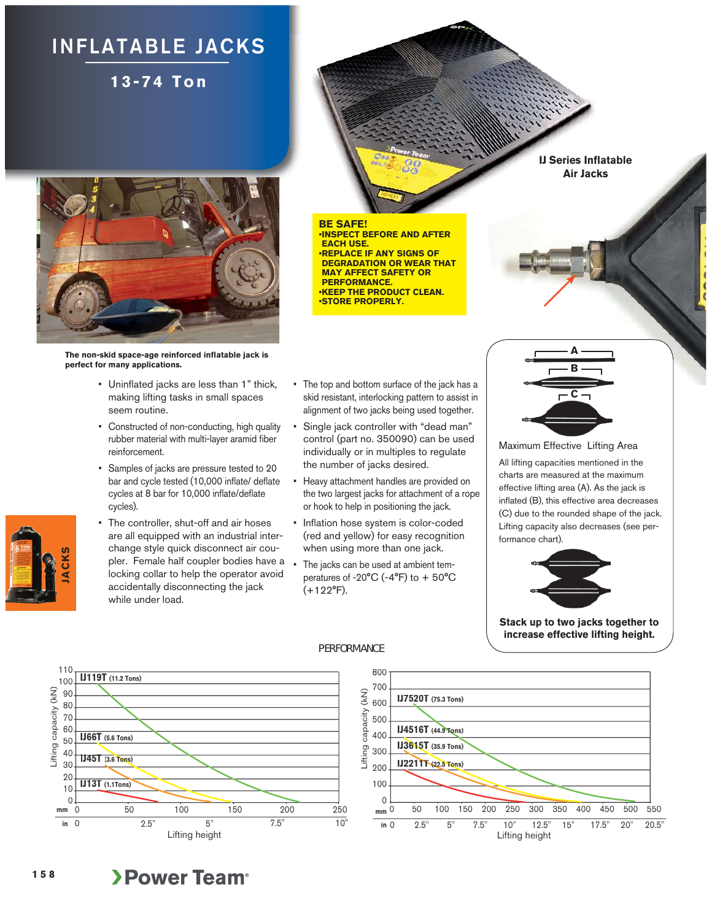# INFLATABLE JACKS

## 13-74 Ton

**IJ Series Inflatable Air Jacks**

**BE SAFE!**
**•INSPECT BEFORE AND AFTER EACH USE.**
**•REPLACE IF ANY SIGNS OF DEGRADATION OR WEAR THAT MAY AFFECT SAFETY OR PERFORMANCE.**
**•KEEP THE PRODUCT CLEAN.**
**•STORE PROPERLY.**

**The non-skid space-age reinforced inflatable jack is perfect for many applications.**

- Uninflated jacks are less than 1" thick, making lifting tasks in small spaces seem routine.
- Constructed of non-conducting, high quality rubber material with multi-layer aramid fiber reinforcement.
- Samples of jacks are pressure tested to 20 bar and cycle tested (10,000 inflate/ deflate cycles at 8 bar for 10,000 inflate/deflate cycles).
- The controller, shut-off and air hoses are all equipped with an industrial interchange style quick disconnect air coupler. Female half coupler bodies have a locking collar to help the operator avoid accidentally disconnecting the jack while under load.
- The top and bottom surface of the jack has a skid resistant, interlocking pattern to assist in alignment of two jacks being used together.
- Single jack controller with "dead man" control (part no. 350090) can be used individually or in multiples to regulate the number of jacks desired.
- Heavy attachment handles are provided on the two largest jacks for attachment of a rope or hook to help in positioning the jack.
- Inflation hose system is color-coded (red and yellow) for easy recognition when using more than one jack.
- The jacks can be used at ambient temperatures of -20°C (-4°F) to + 50°C (+122°F).

A B C

**Maximum Effective Lifting Area**

All lifting capacities mentioned in the charts are measured at the maximum effective lifting area (A). As the jack is inflated (B), this effective area decreases (C) due to the rounded shape of the jack. Lifting capacity also decreases (see performance chart).

**Stack up to two jacks together to increase effective lifting height.**

JACKS

PERFORMANCE

Chart 1 — Lifting capacity (kN) vs. Lifting height (mm 0–250; in 0–10"):
- IJ119T (11.2 Tons)
- IJ66T (5.6 Tons)
- IJ45T (3.6 Tons)
- IJ13T (1.1Tons)

Chart 2 — Lifting capacity (kN) vs. Lifting height (mm 0–550; in 0–20.5"):
- IJ7520T (75.3 Tons)
- IJ4516T (44.9 Tons)
- IJ3615T (35.9 Tons)
- IJ2211T (22.5 Tons)

Power Team®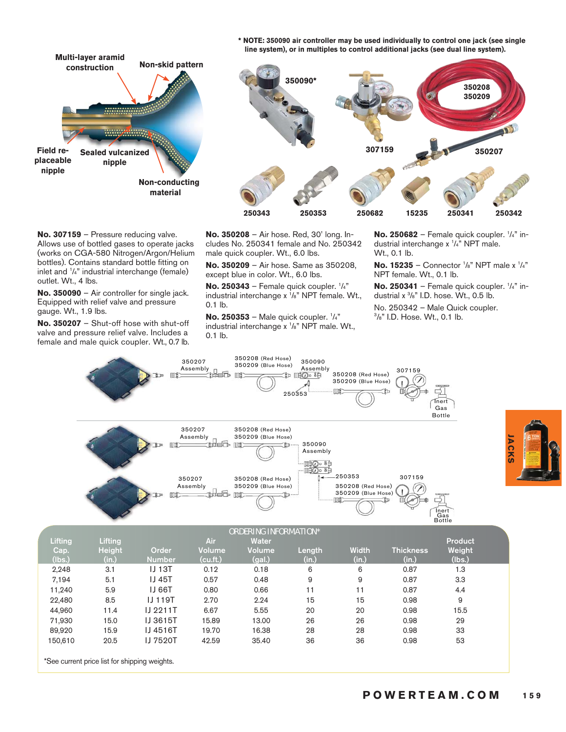Multi-layer aramid construction

Non-skid pattern

Field re-placeable nipple

Sealed vulcanized nipple

Non-conducting material

* NOTE: 350090 air controller may be used individually to control one jack (see single line system), or in multiples to control additional jacks (see dual line system).

350090* 307159 350208 350209 350207

250343 250353 250682 15235 250341 250342

**No. 307159** – Pressure reducing valve. Allows use of bottled gases to operate jacks (works on CGA-580 Nitrogen/Argon/Helium bottles). Contains standard bottle fitting on inlet and 1/4" industrial interchange (female) outlet. Wt., 4 lbs.

**No. 350090** – Air controller for single jack. Equipped with relief valve and pressure gauge. Wt., 1.9 lbs.

**No. 350207** – Shut-off hose with shut-off valve and pressure relief valve. Includes a female and male quick coupler. Wt., 0.7 lb.

**No. 350208** – Air hose. Red, 30' long. Includes No. 250341 female and No. 250342 male quick coupler. Wt., 6.0 lbs.

**No. 350209** – Air hose. Same as 350208, except blue in color. Wt., 6.0 lbs.

**No. 250343** – Female quick coupler. 1/4" industrial interchange x 1/8" NPT female. Wt., 0.1 lb.

**No. 250353** – Male quick coupler. 1/4" industrial interchange x 1/8" NPT male. Wt., 0.1 lb.

**No. 250682** – Female quick coupler. 1/4" industrial interchange x 1/4" NPT male. Wt., 0.1 lb.

**No. 15235** – Connector 1/8" NPT male x 1/4" NPT female. Wt., 0.1 lb.

**No. 250341** – Female quick coupler. 1/4" industrial x 3/8" I.D. hose. Wt., 0.5 lb.

No. 250342 – Male Quick coupler. 3/8" I.D. Hose. Wt., 0.1 lb.

350207 Assembly
350208 (Red Hose)
350209 (Blue Hose)
350090 Assembly
250353
350208 (Red Hose)
350209 (Blue Hose)
307159
Inert Gas Bottle

350207 Assembly
350208 (Red Hose)
350209 (Blue Hose)
350090 Assembly
350207 Assembly
350208 (Red Hose)
350209 (Blue Hose)
250353
350208 (Red Hose)
350209 (Blue Hose)
307159
Inert Gas Bottle

JACKS

## ORDERING INFORMATION*

| Lifting Cap. (lbs.) | Lifting Height (in.) | Order Number | Air Volume (cu.ft.) | Water Volume (gal.) | Length (in.) | Width (in.) | Thickness (in.) | Product Weight (lbs.) |
|---|---|---|---|---|---|---|---|---|
| 2,248 | 3.1 | IJ 13T | 0.12 | 0.18 | 6 | 6 | 0.87 | 1.3 |
| 7,194 | 5.1 | IJ 45T | 0.57 | 0.48 | 9 | 9 | 0.87 | 3.3 |
| 11,240 | 5.9 | IJ 66T | 0.80 | 0.66 | 11 | 11 | 0.87 | 4.4 |
| 22,480 | 8.5 | IJ 119T | 2.70 | 2.24 | 15 | 15 | 0.98 | 9 |
| 44,960 | 11.4 | IJ 2211T | 6.67 | 5.55 | 20 | 20 | 0.98 | 15.5 |
| 71,930 | 15.0 | IJ 3615T | 15.89 | 13.00 | 26 | 26 | 0.98 | 29 |
| 89,920 | 15.9 | IJ 4516T | 19.70 | 16.38 | 28 | 28 | 0.98 | 33 |
| 150,610 | 20.5 | IJ 7520T | 42.59 | 35.40 | 36 | 36 | 0.98 | 53 |

*See current price list for shipping weights.

POWERTEAM.COM